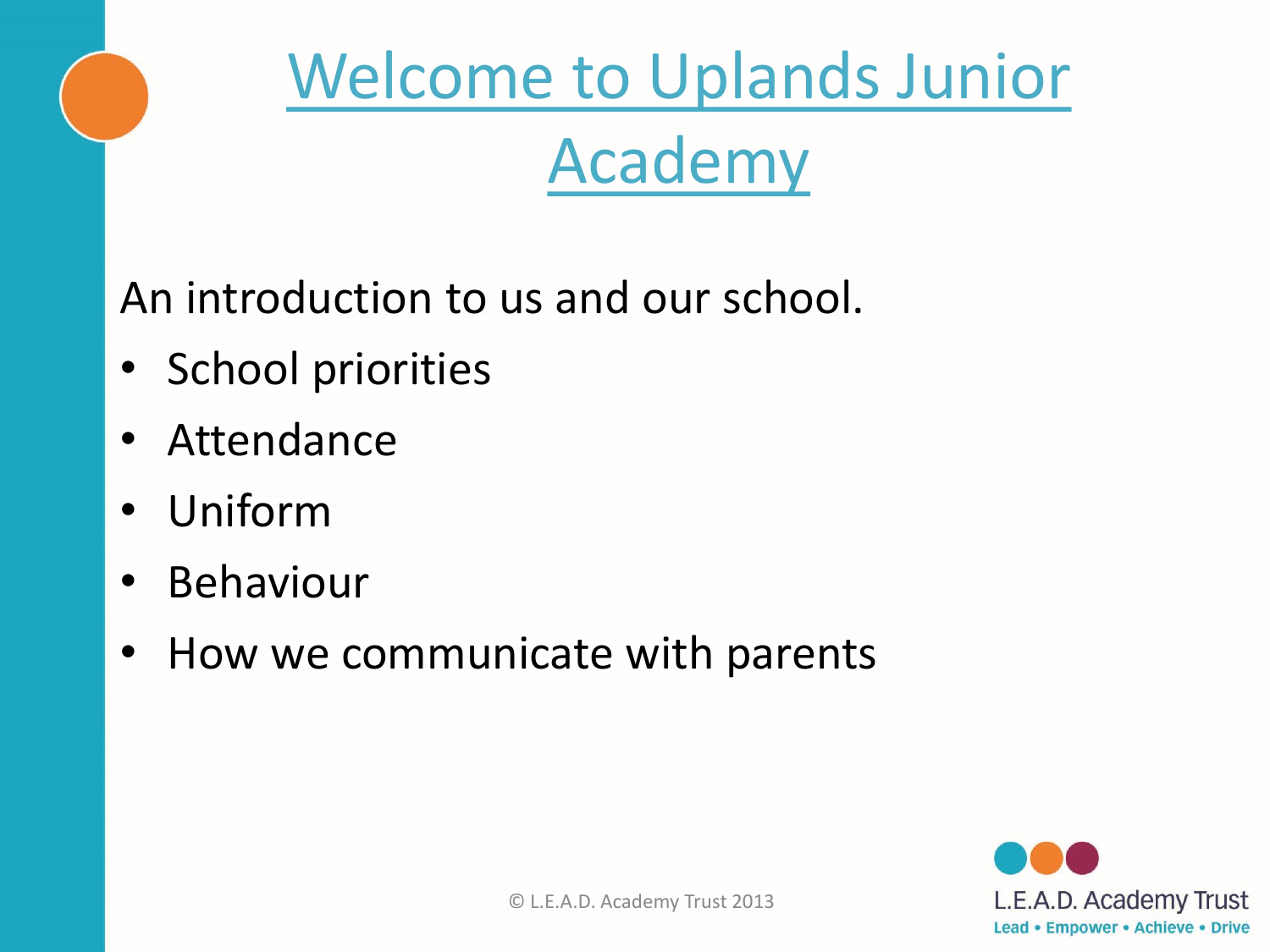# Welcome to Uplands Junior Academy

An introduction to us and our school.

- School priorities
- Attendance
- Uniform
- Behaviour
- How we communicate with parents

© L.E.A.D. Academy Trust 2013

L.E.A.D. Academy Trust
Lead • Empower • Achieve • Drive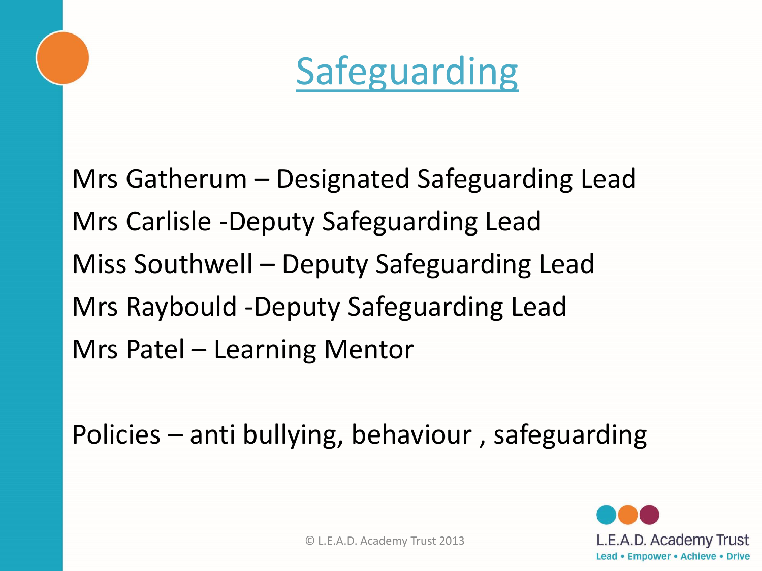# Safeguarding

Mrs Gatherum – Designated Safeguarding Lead

Mrs Carlisle -Deputy Safeguarding Lead

Miss Southwell – Deputy Safeguarding Lead

Mrs Raybould -Deputy Safeguarding Lead

Mrs Patel – Learning Mentor

Policies – anti bullying, behaviour , safeguarding

© L.E.A.D. Academy Trust 2013

L.E.A.D. Academy Trust
Lead • Empower • Achieve • Drive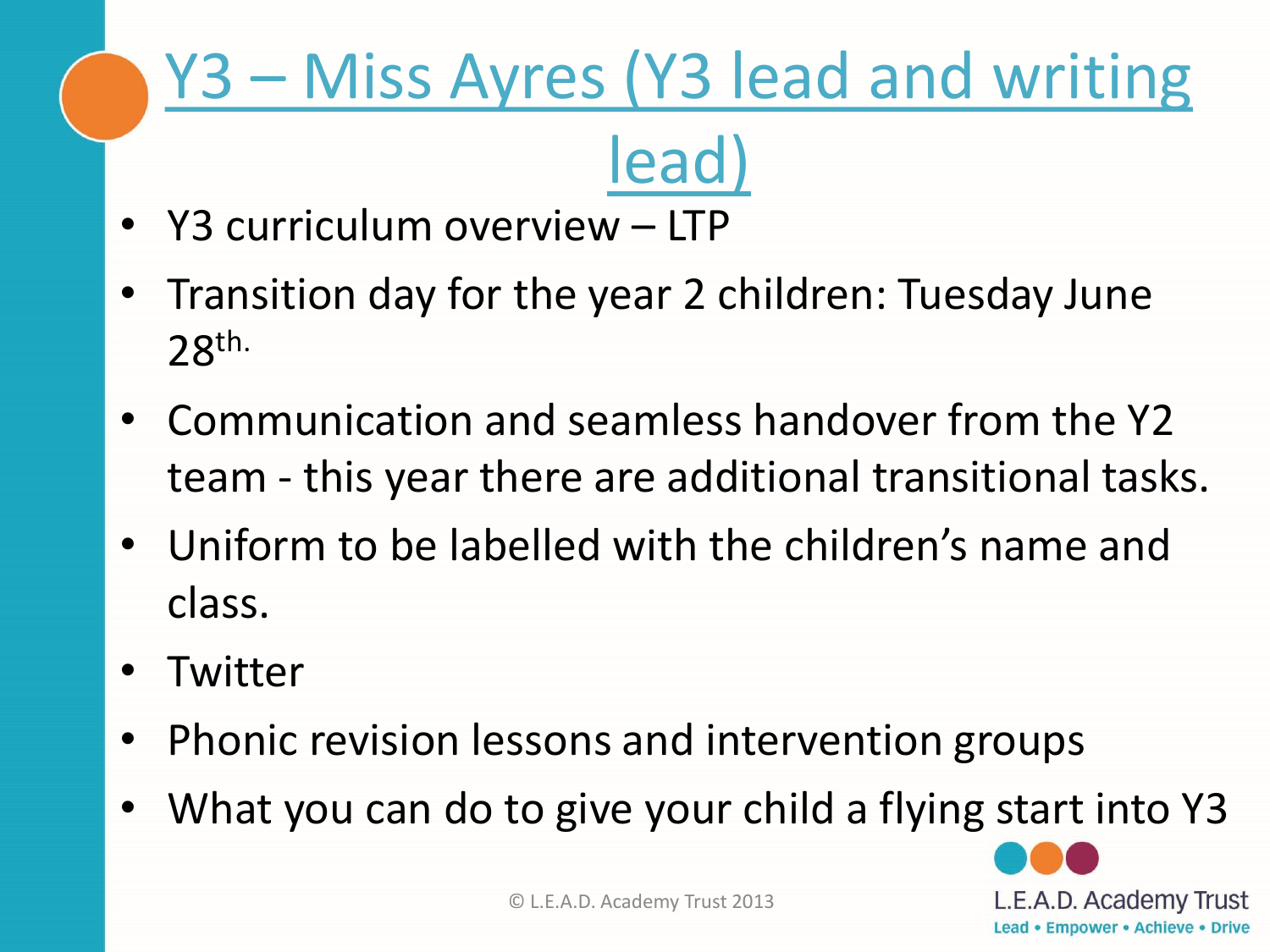# Y3 – Miss Ayres (Y3 lead and writing lead)

- Y3 curriculum overview – LTP
- Transition day for the year 2 children: Tuesday June 28th.
- Communication and seamless handover from the Y2 team - this year there are additional transitional tasks.
- Uniform to be labelled with the children's name and class.
- Twitter
- Phonic revision lessons and intervention groups
- What you can do to give your child a flying start into Y3

© L.E.A.D. Academy Trust 2013

L.E.A.D. Academy Trust
Lead • Empower • Achieve • Drive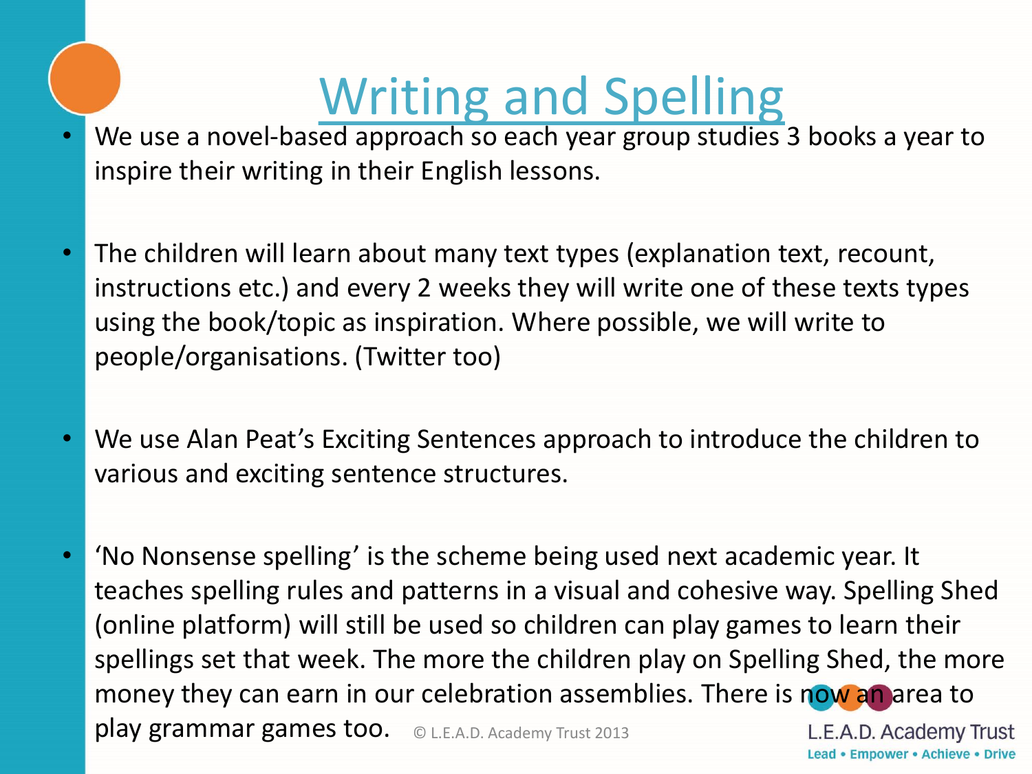# Writing and Spelling

- We use a novel-based approach so each year group studies 3 books a year to inspire their writing in their English lessons.

- The children will learn about many text types (explanation text, recount, instructions etc.) and every 2 weeks they will write one of these texts types using the book/topic as inspiration. Where possible, we will write to people/organisations. (Twitter too)

- We use Alan Peat's Exciting Sentences approach to introduce the children to various and exciting sentence structures.

- 'No Nonsense spelling' is the scheme being used next academic year. It teaches spelling rules and patterns in a visual and cohesive way. Spelling Shed (online platform) will still be used so children can play games to learn their spellings set that week. The more the children play on Spelling Shed, the more money they can earn in our celebration assemblies. There is now an area to play grammar games too.

© L.E.A.D. Academy Trust 2013

L.E.A.D. Academy Trust
Lead • Empower • Achieve • Drive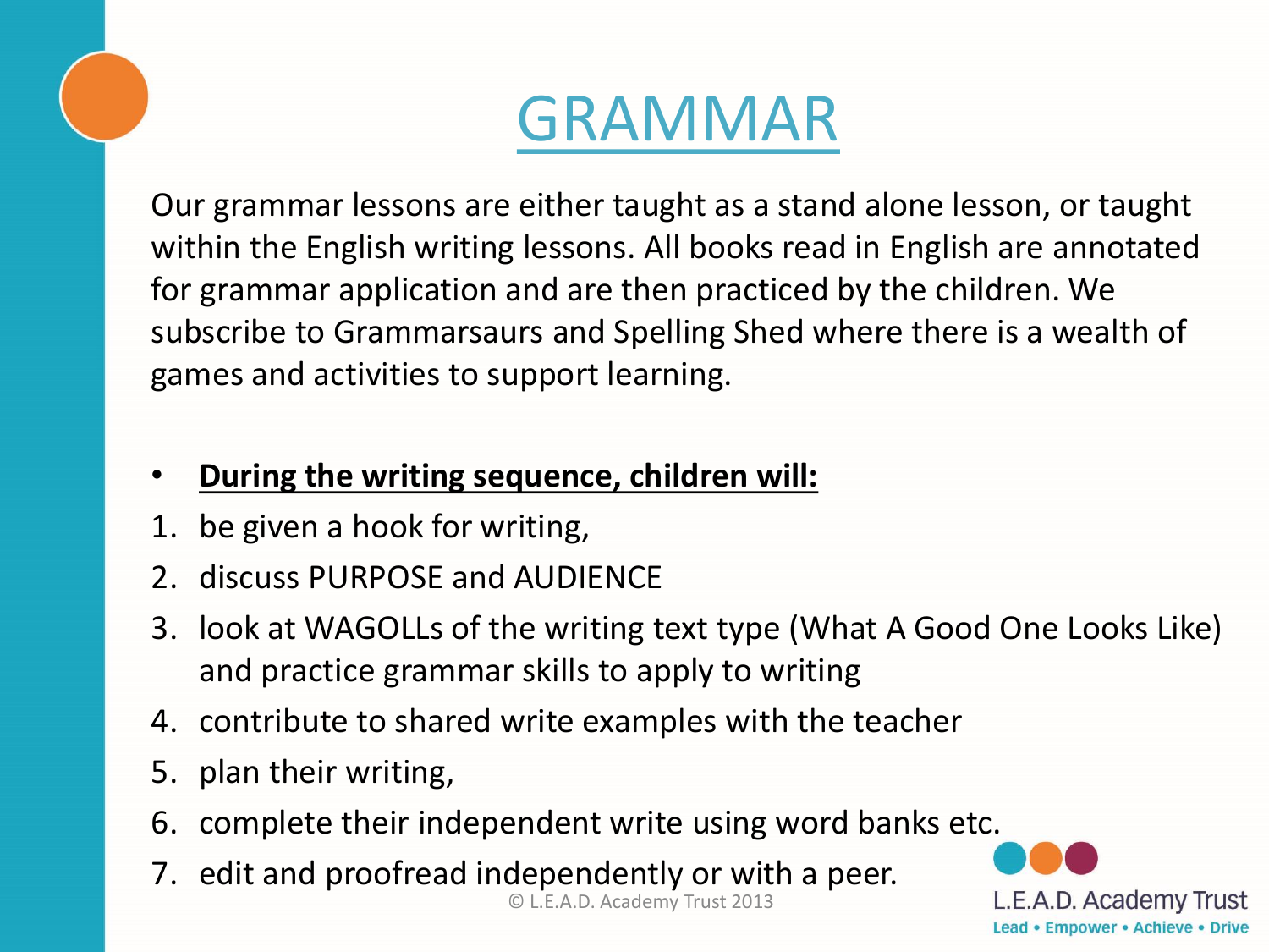# GRAMMAR

Our grammar lessons are either taught as a stand alone lesson, or taught within the English writing lessons. All books read in English are annotated for grammar application and are then practiced by the children. We subscribe to Grammarsaurs and Spelling Shed where there is a wealth of games and activities to support learning.

- **During the writing sequence, children will:**

1. be given a hook for writing,
2. discuss PURPOSE and AUDIENCE
3. look at WAGOLLs of the writing text type (What A Good One Looks Like) and practice grammar skills to apply to writing
4. contribute to shared write examples with the teacher
5. plan their writing,
6. complete their independent write using word banks etc.
7. edit and proofread independently or with a peer.

© L.E.A.D. Academy Trust 2013

L.E.A.D. Academy Trust
Lead • Empower • Achieve • Drive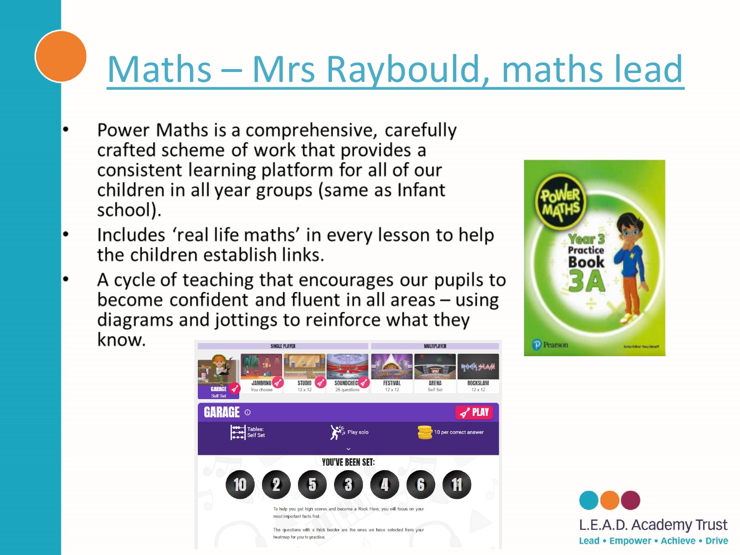# Maths – Mrs Raybould, maths lead

- Power Maths is a comprehensive, carefully crafted scheme of work that provides a consistent learning platform for all of our children in all year groups (same as Infant school).
- Includes 'real life maths' in every lesson to help the children establish links.
- A cycle of teaching that encourages our pupils to become confident and fluent in all areas – using diagrams and jottings to reinforce what they know.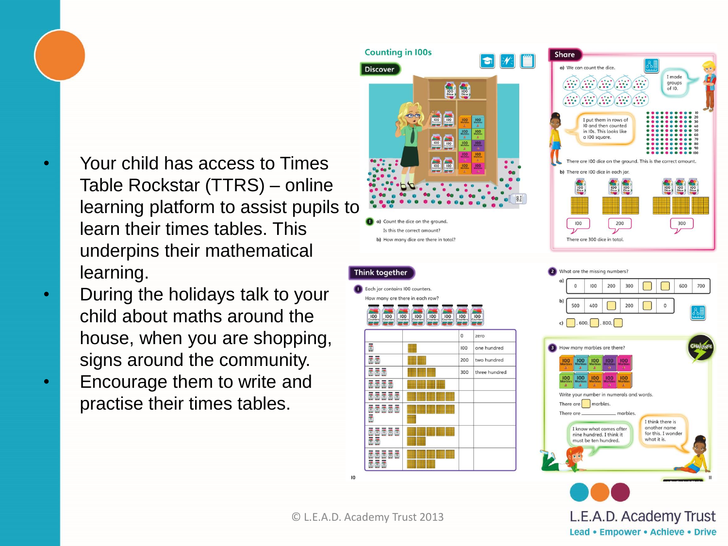- Your child has access to Times Table Rockstar (TTRS) – online learning platform to assist pupils to learn their times tables. This underpins their mathematical learning.
- During the holidays talk to your child about maths around the house, when you are shopping, signs around the community.
- Encourage them to write and practise their times tables.

## Counting in 100s

**Discover**

1 a) Count the dice on the ground.
Is this the correct amount?
b) How many dice are there in total?

**Share**

a) We can count the dice.

I made groups of 10.

I put them in rows of 10 and then counted in 10s. This looks like a 100 square.

There are 100 dice on the ground. This is the correct amount.

b) There are 100 dice in each jar.

100 200 300

There are 300 dice in total.

**Think together**

1 Each jar contains 100 counters.
How many are there in each row?

| | | | |
|---|---|---|---|
| | | 0 | zero |
| | | 100 | one hundred |
| | | 200 | two hundred |
| | | 300 | three hundred |
| | | | |
| | | | |
| | | | |
| | | | |
| | | | |

2 What are the missing numbers?

a) 0, 100, 200, 300, ☐, ☐, 600, 700

b) 500, 400, ☐, 200, ☐, 0

c) ☐, 600, ☐, 800, ☐

3 How many marbles are there?

Write your number in numerals and words.

There are ☐ marbles.

There are ________ marbles.

I know what comes after nine hundred. I think it must be ten hundred.

I think there is another name for this. I wonder what it is.

© L.E.A.D. Academy Trust 2013

L.E.A.D. Academy Trust
Lead • Empower • Achieve • Drive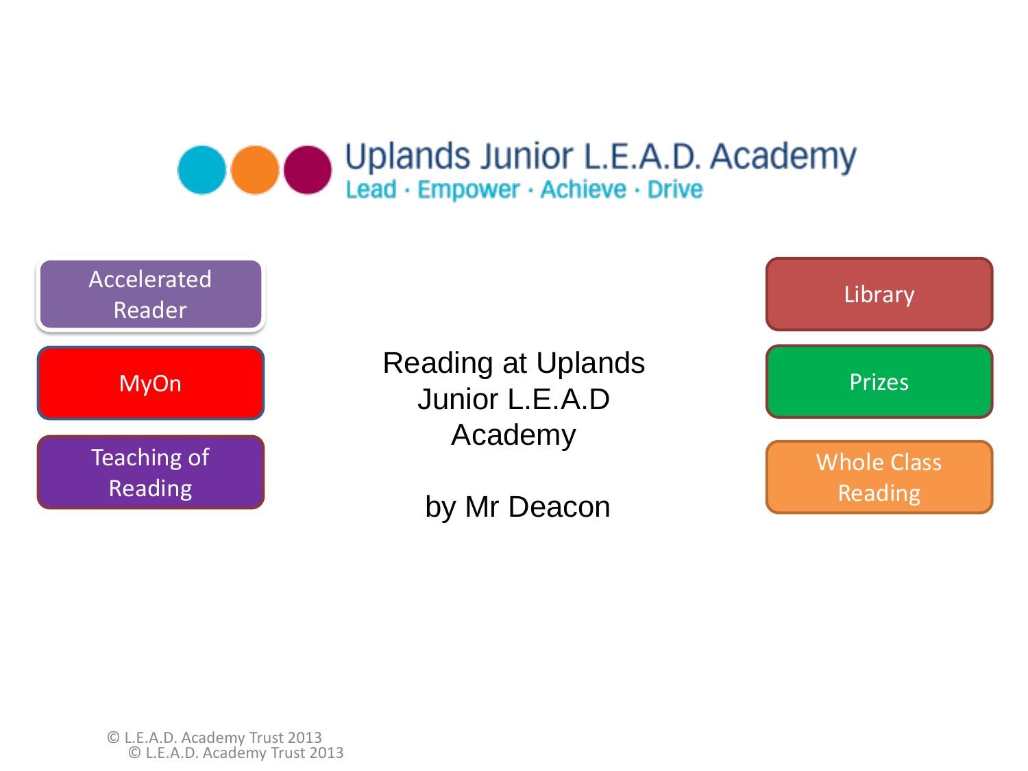# Uplands Junior L.E.A.D. Academy

Lead · Empower · Achieve · Drive

- Accelerated Reader
- MyOn
- Teaching of Reading

## Reading at Uplands Junior L.E.A.D Academy

by Mr Deacon

- Library
- Prizes
- Whole Class Reading

© L.E.A.D. Academy Trust 2013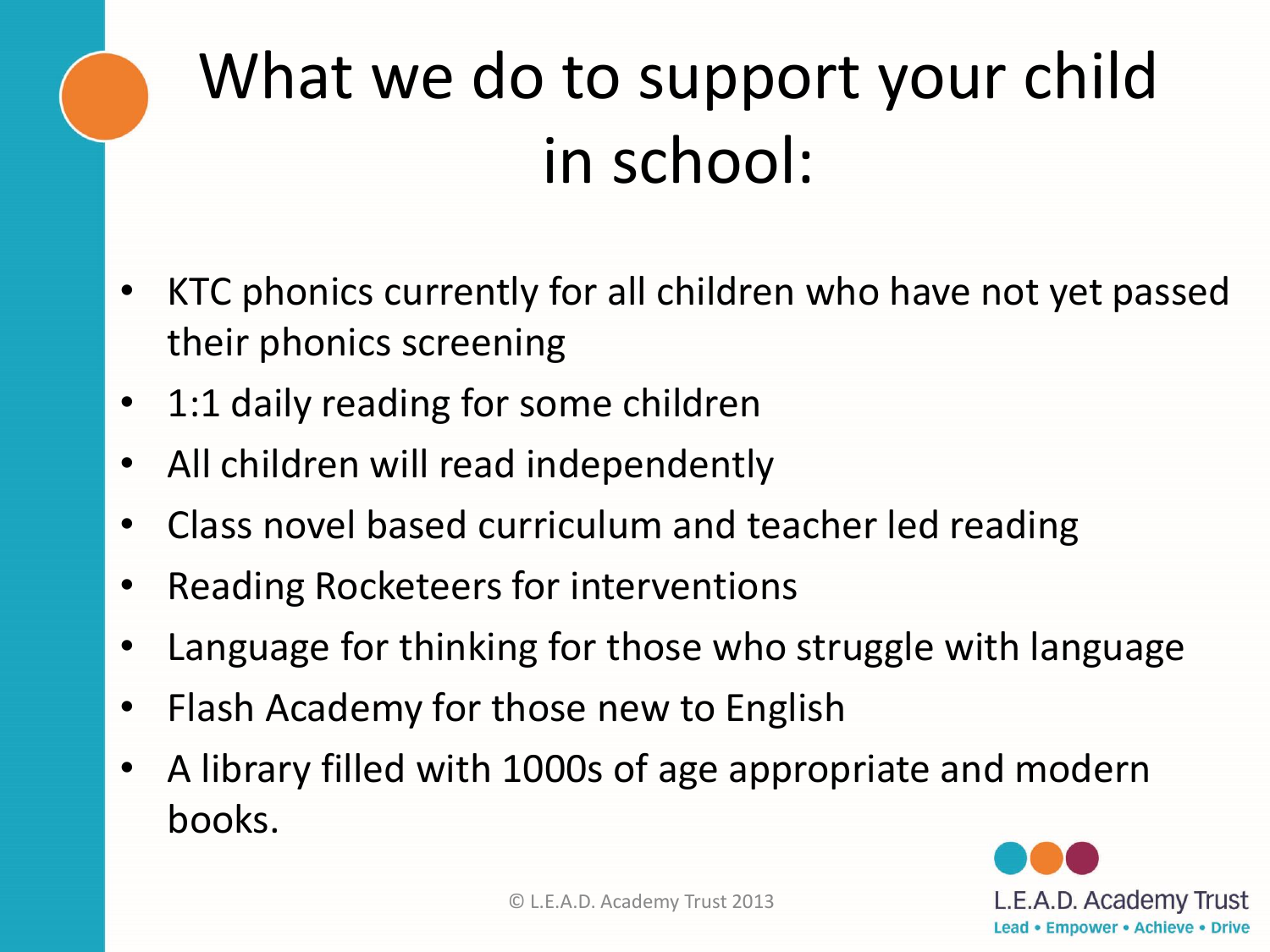# What we do to support your child in school:

- KTC phonics currently for all children who have not yet passed their phonics screening
- 1:1 daily reading for some children
- All children will read independently
- Class novel based curriculum and teacher led reading
- Reading Rocketeers for interventions
- Language for thinking for those who struggle with language
- Flash Academy for those new to English
- A library filled with 1000s of age appropriate and modern books.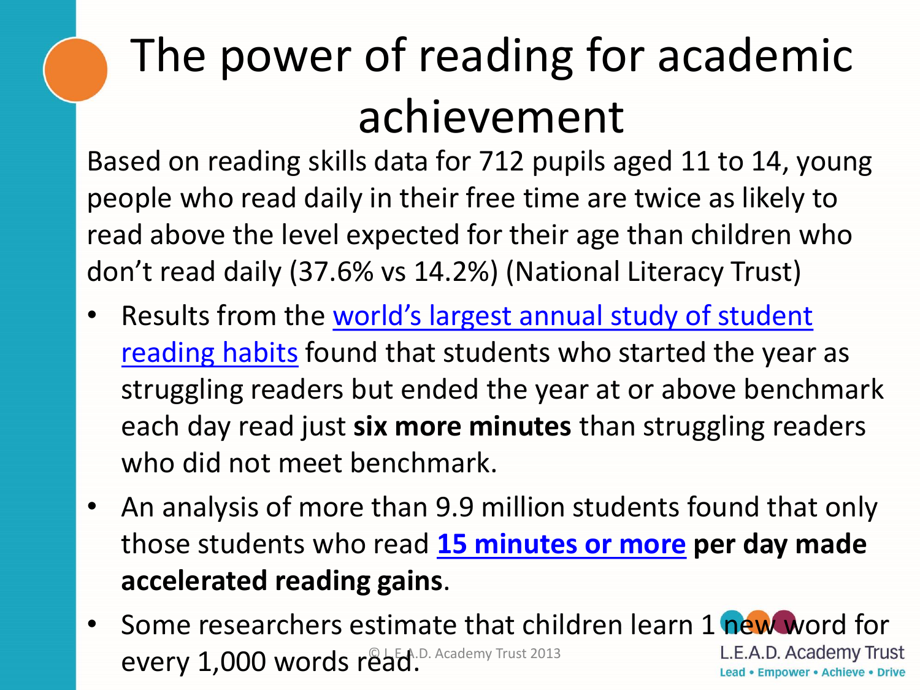# The power of reading for academic achievement

Based on reading skills data for 712 pupils aged 11 to 14, young people who read daily in their free time are twice as likely to read above the level expected for their age than children who don't read daily (37.6% vs 14.2%) (National Literacy Trust)

- Results from the world's largest annual study of student reading habits found that students who started the year as struggling readers but ended the year at or above benchmark each day read just **six more minutes** than struggling readers who did not meet benchmark.
- An analysis of more than 9.9 million students found that only those students who read **15 minutes or more per day made accelerated reading gains**.
- Some researchers estimate that children learn 1 new word for every 1,000 words read.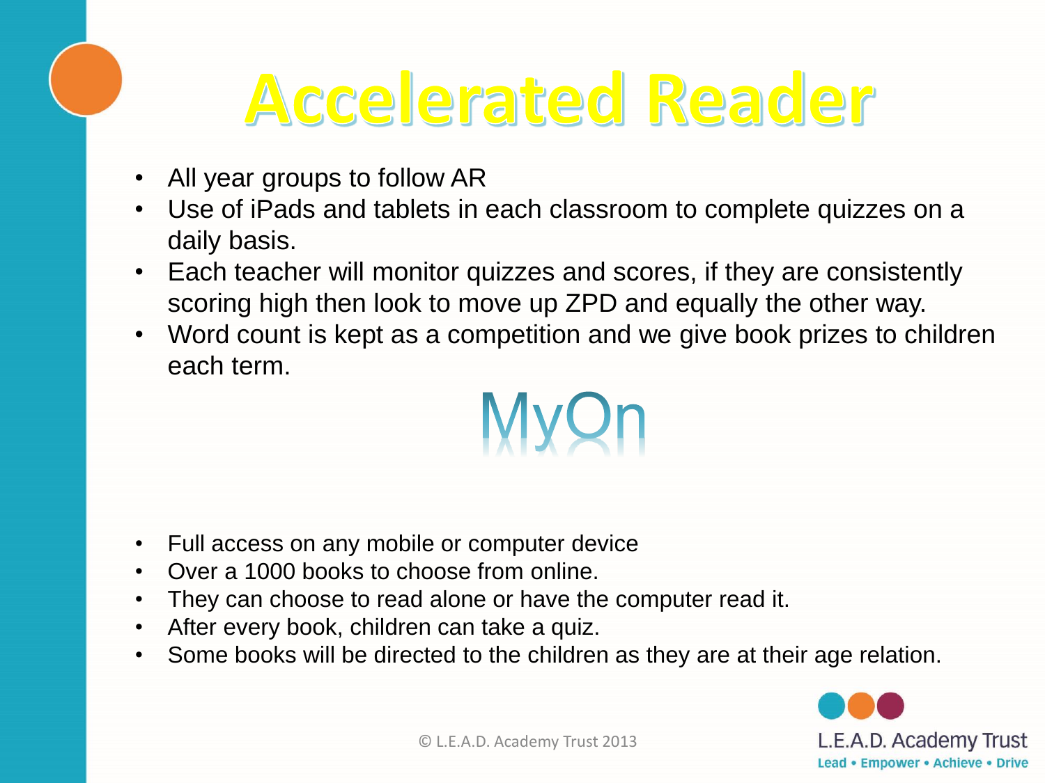# Accelerated Reader

- All year groups to follow AR
- Use of iPads and tablets in each classroom to complete quizzes on a daily basis.
- Each teacher will monitor quizzes and scores, if they are consistently scoring high then look to move up ZPD and equally the other way.
- Word count is kept as a competition and we give book prizes to children each term.

## MyOn

- Full access on any mobile or computer device
- Over a 1000 books to choose from online.
- They can choose to read alone or have the computer read it.
- After every book, children can take a quiz.
- Some books will be directed to the children as they are at their age relation.

© L.E.A.D. Academy Trust 2013

L.E.A.D. Academy Trust
Lead • Empower • Achieve • Drive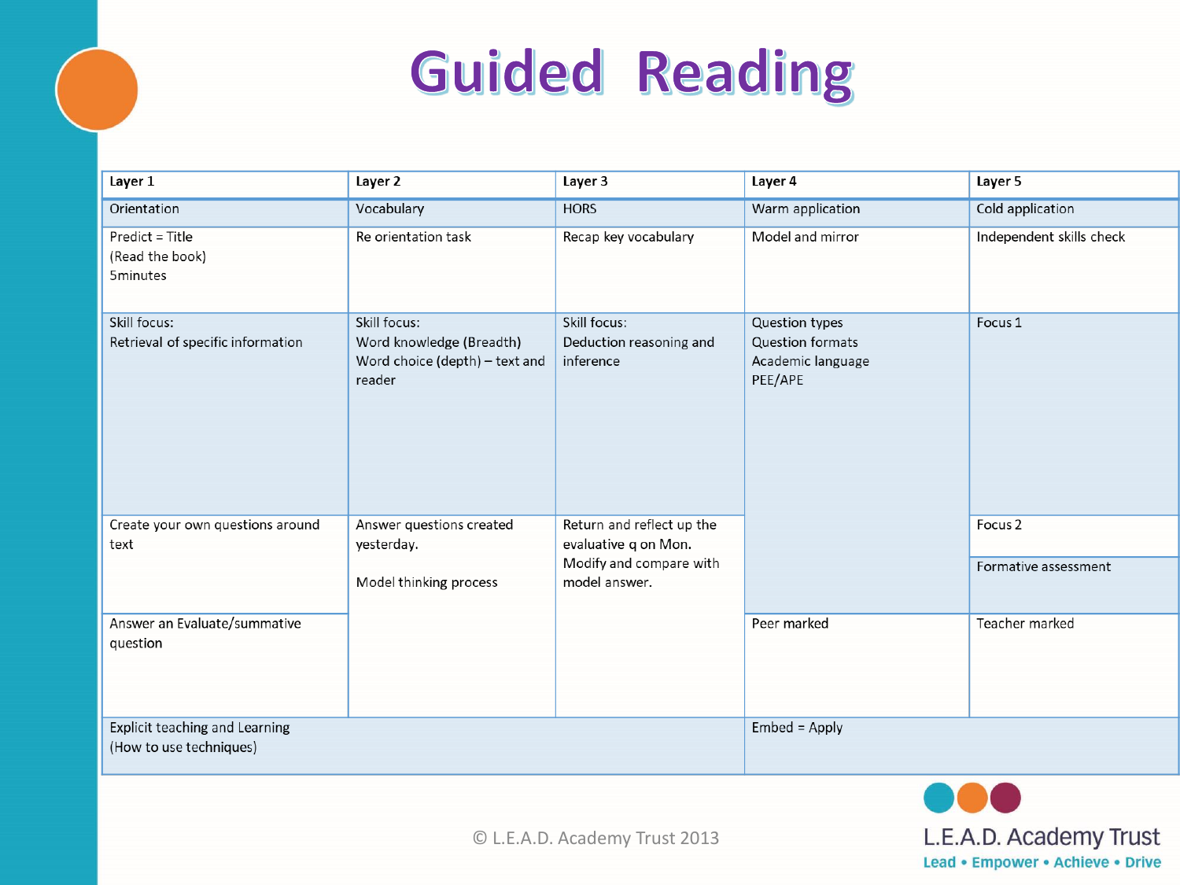# Guided Reading

| Layer 1 | Layer 2 | Layer 3 | Layer 4 | Layer 5 |
|---|---|---|---|---|
| Orientation | Vocabulary | HORS | Warm application | Cold application |
| Predict = Title<br>(Read the book)<br>5minutes | Re orientation task | Recap key vocabulary | Model and mirror | Independent skills check |
| Skill focus:<br>Retrieval of specific information | Skill focus:<br>Word knowledge (Breadth)<br>Word choice (depth) – text and reader | Skill focus:<br>Deduction reasoning and inference | Question types<br>Question formats<br>Academic language<br>PEE/APE | Focus 1 |
| Create your own questions around text | Answer questions created yesterday.<br><br>Model thinking process | Return and reflect up the evaluative q on Mon.<br>Modify and compare with model answer. | | Focus 2<br>Formative assessment |
| Answer an Evaluate/summative question | | | Peer marked | Teacher marked |
| Explicit teaching and Learning<br>(How to use techniques) | | | Embed = Apply | |

© L.E.A.D. Academy Trust 2013

L.E.A.D. Academy Trust
Lead • Empower • Achieve • Drive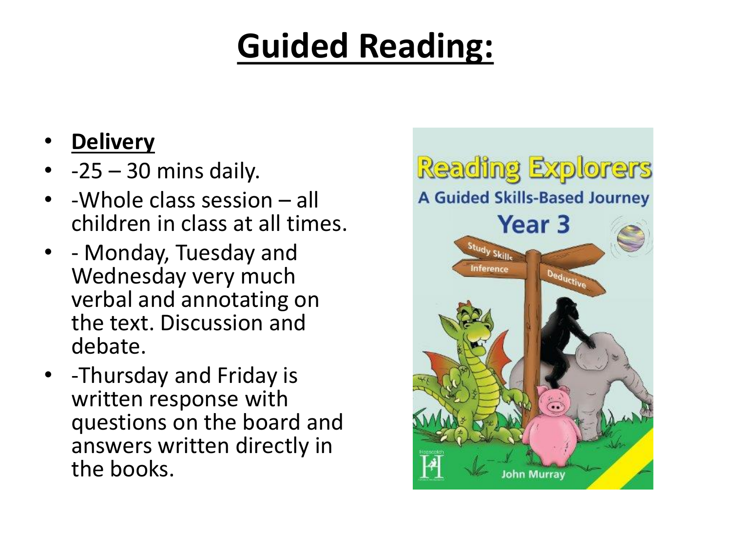# Guided Reading:

- **Delivery**
- -25 – 30 mins daily.
- -Whole class session – all children in class at all times.
- - Monday, Tuesday and Wednesday very much verbal and annotating on the text. Discussion and debate.
- -Thursday and Friday is written response with questions on the board and answers written directly in the books.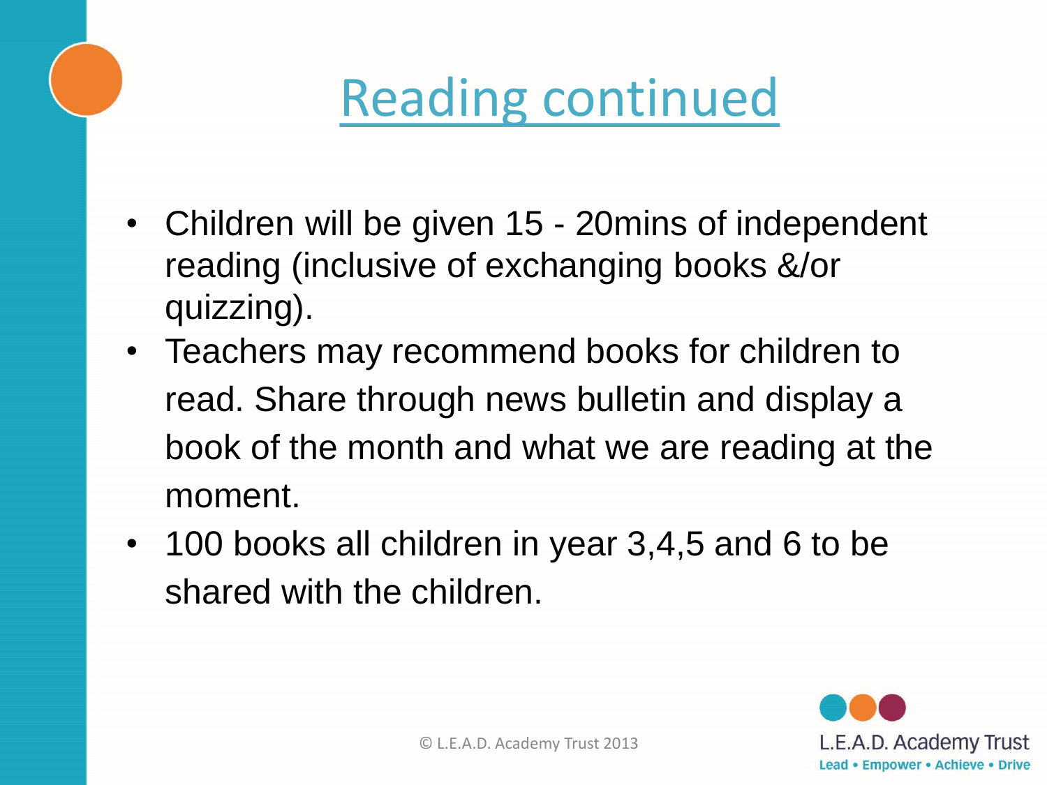# Reading continued

- Children will be given 15 - 20mins of independent reading (inclusive of exchanging books &/or quizzing).
- Teachers may recommend books for children to read. Share through news bulletin and display a book of the month and what we are reading at the moment.
- 100 books all children in year 3,4,5 and 6 to be shared with the children.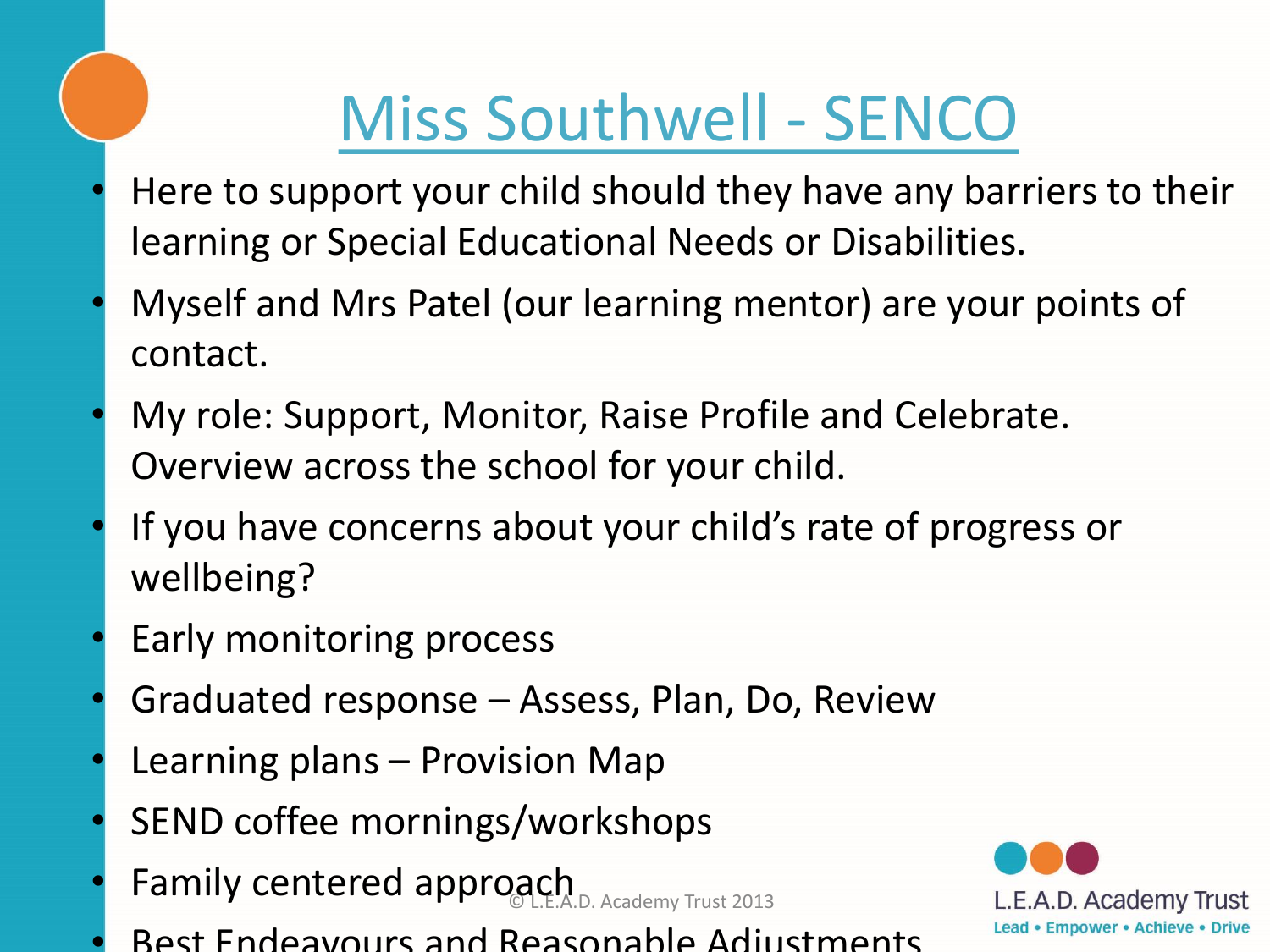# Miss Southwell - SENCO

- Here to support your child should they have any barriers to their learning or Special Educational Needs or Disabilities.
- Myself and Mrs Patel (our learning mentor) are your points of contact.
- My role: Support, Monitor, Raise Profile and Celebrate. Overview across the school for your child.
- If you have concerns about your child's rate of progress or wellbeing?
- Early monitoring process
- Graduated response – Assess, Plan, Do, Review
- Learning plans – Provision Map
- SEND coffee mornings/workshops
- Family centered approach
- Best Endeavours and Reasonable Adjustments

© L.E.A.D. Academy Trust 2013

L.E.A.D. Academy Trust
Lead • Empower • Achieve • Drive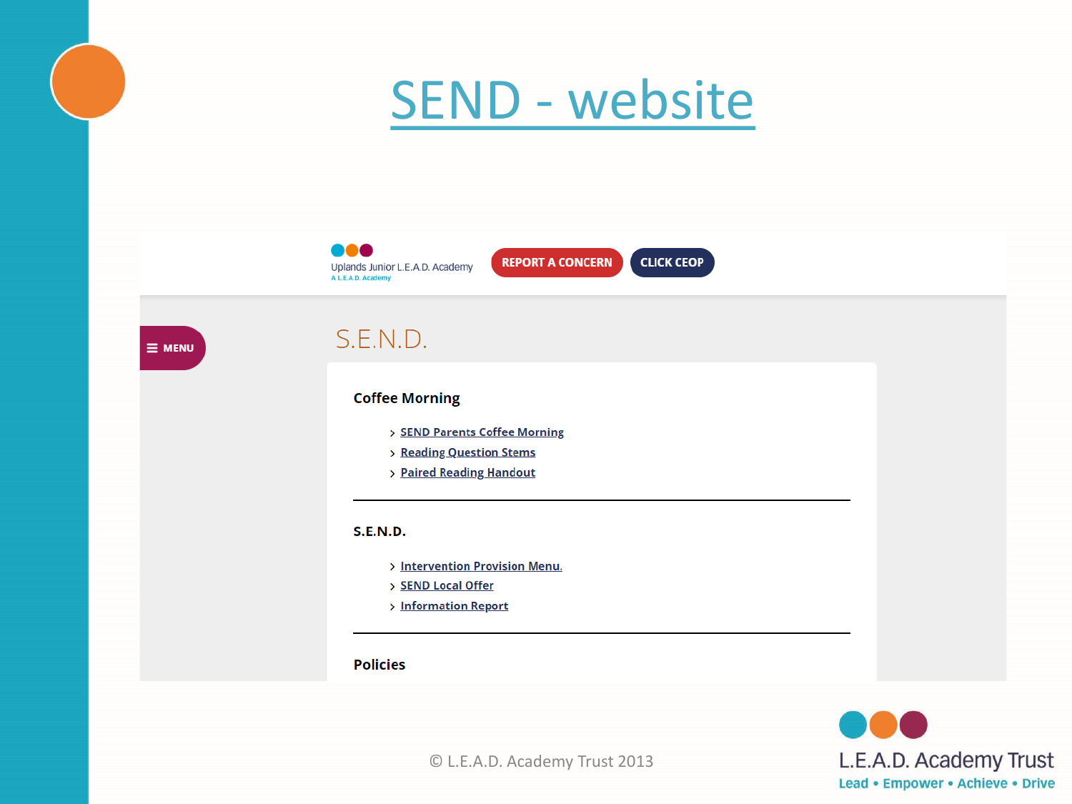# SEND - website

Uplands Junior L.E.A.D. Academy
A L.E.A.D. Academy

REPORT A CONCERN

CLICK CEOP

MENU

## S.E.N.D.

### Coffee Morning

- SEND Parents Coffee Morning
- Reading Question Stems
- Paired Reading Handout

### S.E.N.D.

- Intervention Provision Menu.
- SEND Local Offer
- Information Report

### Policies

© L.E.A.D. Academy Trust 2013

L.E.A.D. Academy Trust
Lead • Empower • Achieve • Drive